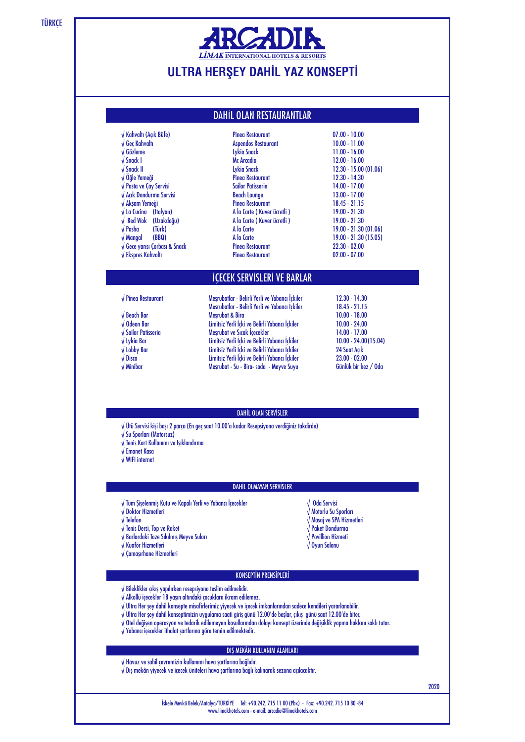TÜRKÇE

# ARCADIA

LİMAK INTERNATIONAL HOTELS & RESORTS

# ULTRA HERŞEY DAHİL YAZ KONSEPTİ

## DAHİL OLAN RESTAURANTLAR

| | | |
|---|---|---|
| √ Kahvaltı (Açık Büfe) | Pinea Restaurant | 07.00 - 10.00 |
| √ Geç Kahvaltı | Aspendos Restaurant | 10.00 - 11.00 |
| √ Gözleme | Lykia Snack | 11.00 - 16.00 |
| √ Snack I | Mc Arcadia | 12.00 - 16.00 |
| √ Snack II | Lykia Snack | 12.30 - 15.00 (01.06) |
| √ Öğle Yemeği | Pinea Restaurant | 12.30 - 14.30 |
| √ Pasta ve Çay Servisi | Sailor Patisserie | 14.00 - 17.00 |
| √ Açık Dondurma Servisi | Beach Lounge | 13.00 - 17.00 |
| √ Akşam Yemeği | Pinea Restaurant | 18.45 - 21.15 |
| √ La Cucina (İtalyan) | A la Carte ( Kuver ücretli ) | 19.00 - 21.30 |
| √ Red Wok (Uzakdoğu) | A la Carte ( Kuver ücretli ) | 19.00 - 21.30 |
| √ Pasha (Türk) | A la Carte | 19.00 - 21.30 (01.06) |
| √ Mangal (BBQ) | A la Carte | 19.00 - 21.30 (15.05) |
| √ Gece yarısı Çorbası & Snack | Pinea Restaurant | 22.30 - 02.00 |
| √ Ekspres Kahvaltı | Pinea Restaurant | 02.00 - 07.00 |

## İÇECEK SERVİSLERİ VE BARLAR

| | | |
|---|---|---|
| √ Pinea Restaurant | Meşrubatlar - Belirli Yerli ve Yabancı İçkiler | 12.30 - 14.30 |
| | Meşrubatlar - Belirli Yerli ve Yabancı İçkiler | 18.45 - 21.15 |
| √ Beach Bar | Meşrubat & Bira | 10.00 - 18.00 |
| √ Odeon Bar | Limitsiz Yerli İçki ve Belirli Yabancı İçkiler | 10.00 - 24.00 |
| √ Sailor Patisseria | Meşrubat ve Sıcak İçecekler | 14.00 - 17.00 |
| √ Lykia Bar | Limitsiz Yerli İçki ve Belirli Yabancı İçkiler | 10.00 - 24.00 (15.04) |
| √ Lobby Bar | Limitsiz Yerli İçki ve Belirli Yabancı İçkiler | 24 Saat Açık |
| √ Disco | Limitsiz Yerli İçki ve Belirli Yabancı İçkiler | 23.00 - 02.00 |
| √ Minibar | Meşrubat - Su - Bira- soda - Meyve Suyu | Günlük bir kez / Oda |

## DAHİL OLAN SERVİSLER

- √ Ütü Servisi kişi başı 2 parça (En geç saat 10.00'a kadar Resepsiyona verdiğiniz takdirde)
- √ Su Sporları (Motorsuz)
- √ Tenis Kort Kullanımı ve Işıklandırma
- √ Emanet Kasa
- √ WIFI internet

## DAHİL OLMAYAN SERVİSLER

- √ Tüm Şişelenmiş Kutu ve Kapalı Yerli ve Yabancı İçecekler
- √ Doktor Hizmetleri
- √ Telefon
- √ Tenis Dersi, Top ve Raket
- √ Barlardaki Taze Sıkılmış Meyve Suları
- √ Kuaför Hizmetleri
- √ Çamaşırhane Hizmetleri
- √ Oda Servisi
- √ Motorlu Su Sporları
- √ Masaj ve SPA Hizmetleri
- √ Paket Dondurma
- √ Povillion Hizmeti
- √ Oyun Salonu

## KONSEPTİN PRENSİPLERİ

- √ Bileklikler çıkış yapılırken resepsiyona teslim edilmelidir.
- √ Alkollü içecekler 18 yaşın altındaki çocuklara ikram edilemez.
- √ Ultra Her şey dahil konsepte misafirlerimiz yiyecek ve içecek imkanlarından sadece kendileri yararlanabilir.
- √ Ultra Her şey dahil konseptimizin uygulama saati giriş günü 12.00'de başlar, çıkış günü saat 12.00'de biter.
- √ Otel değişen operasyon ve tedarik edilemeyen koşullarından dolayı konsept üzerinde değişiklik yapma hakkını saklı tutar.
- √ Yabancı içecekler ithalat şartlarına göre temin edilmektedir.

## DIŞ MEKÂN KULLANIM ALANLARI

- √ Havuz ve sahil çevremizin kullanımı hava şartlarına bağlıdır.
- √ Dış mekân yiyecek ve içecek üniteleri hava şartlarına bağlı kalınarak sezona açılacaktır.

2020

İskele Mevkii Belek/Antalya/TÜRKİYE Tel: +90.242. 715 11 00 (Pbx) - Fax: +90.242. 715 10 80 -84
www.limakhotels.com - e-mail: arcadia@limakhotels.com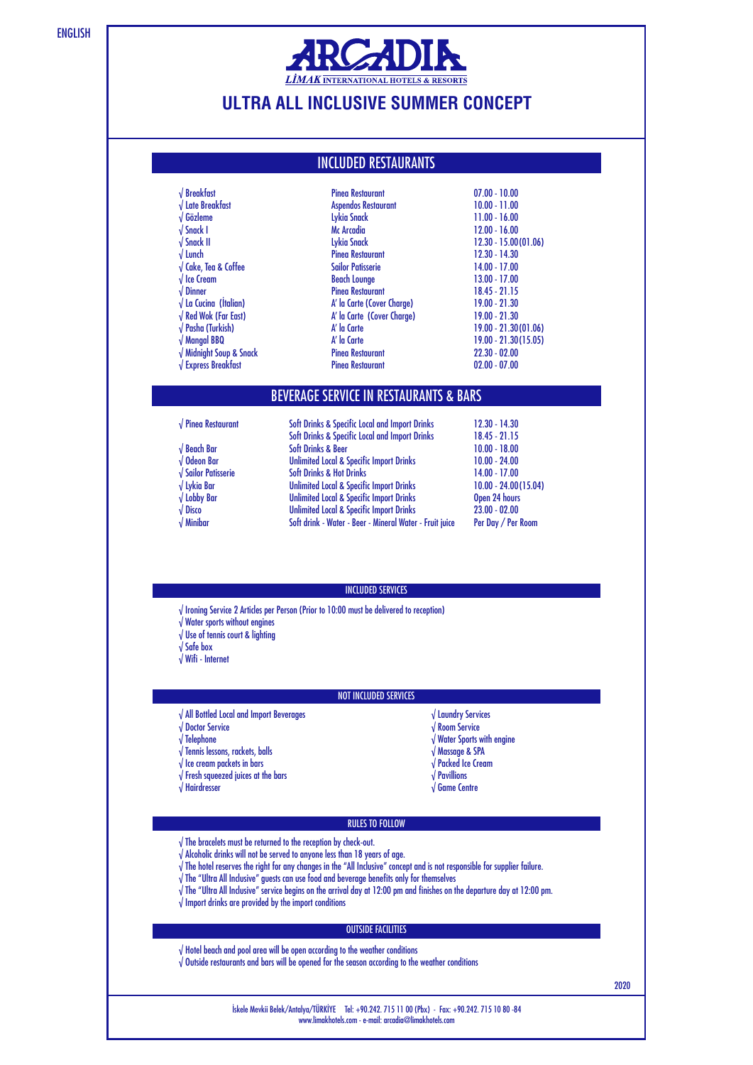ENGLISH

# ARCADIA

LİMAK INTERNATIONAL HOTELS & RESORTS

# ULTRA ALL INCLUSIVE SUMMER CONCEPT

## INCLUDED RESTAURANTS

| | | |
|---|---|---|
| √ Breakfast | Pinea Restaurant | 07.00 - 10.00 |
| √ Late Breakfast | Aspendos Restaurant | 10.00 - 11.00 |
| √ Gözleme | Lykia Snack | 11.00 - 16.00 |
| √ Snack I | Mc Arcadia | 12.00 - 16.00 |
| √ Snack II | Lykia Snack | 12.30 - 15.00(01.06) |
| √ Lunch | Pinea Restaurant | 12.30 - 14.30 |
| √ Cake, Tea & Coffee | Sailor Patisserie | 14.00 - 17.00 |
| √ Ice Cream | Beach Lounge | 13.00 - 17.00 |
| √ Dinner | Pinea Restaurant | 18.45 - 21.15 |
| √ La Cucina (Italian) | A' la Carte (Cover Charge) | 19.00 - 21.30 |
| √ Red Wok (Far East) | A' la Carte (Cover Charge) | 19.00 - 21.30 |
| √ Pasha (Turkish) | A' la Carte | 19.00 - 21.30(01.06) |
| √ Mangal BBQ | A' la Carte | 19.00 - 21.30(15.05) |
| √ Midnight Soup & Snack | Pinea Restaurant | 22.30 - 02.00 |
| √ Express Breakfast | Pinea Restaurant | 02.00 - 07.00 |

## BEVERAGE SERVICE IN RESTAURANTS & BARS

| | | |
|---|---|---|
| √ Pinea Restaurant | Soft Drinks & Specific Local and Import Drinks | 12.30 - 14.30 |
| | Soft Drinks & Specific Local and Import Drinks | 18.45 - 21.15 |
| √ Beach Bar | Soft Drinks & Beer | 10.00 - 18.00 |
| √ Odeon Bar | Unlimited Local & Specific Import Drinks | 10.00 - 24.00 |
| √ Sailor Patisserie | Soft Drinks & Hot Drinks | 14.00 - 17.00 |
| √ Lykia Bar | Unlimited Local & Specific Import Drinks | 10.00 - 24.00(15.04) |
| √ Lobby Bar | Unlimited Local & Specific Import Drinks | Open 24 hours |
| √ Disco | Unlimited Local & Specific Import Drinks | 23.00 - 02.00 |
| √ Minibar | Soft drink - Water - Beer - Mineral Water - Fruit juice | Per Day / Per Room |

## INCLUDED SERVICES

- √ Ironing Service 2 Articles per Person (Prior to 10:00 must be delivered to reception)
- √ Water sports without engines
- √ Use of tennis court & lighting
- √ Safe box
- √ Wifi - Internet

## NOT INCLUDED SERVICES

- √ All Bottled Local and Import Beverages
- √ Doctor Service
- √ Telephone
- √ Tennis lessons, rackets, balls
- √ Ice cream packets in bars
- √ Fresh squeezed juices at the bars
- √ Hairdresser
- √ Laundry Services
- √ Room Service
- √ Water Sports with engine
- √ Massage & SPA
- √ Packed Ice Cream
- √ Pavillions
- √ Game Centre

## RULES TO FOLLOW

- √ The bracelets must be returned to the reception by check-out.
- √ Alcoholic drinks will not be served to anyone less than 18 years of age.
- √ The hotel reserves the right for any changes in the "All Inclusive" concept and is not responsible for supplier failure.
- √ The "Ultra All Inclusive" guests can use food and beverage benefits only for themselves
- √ The "Ultra All Inclusive" service begins on the arrival day at 12:00 pm and finishes on the departure day at 12:00 pm.
- √ Import drinks are provided by the import conditions

## OUTSIDE FACILITIES

- √ Hotel beach and pool area will be open according to the weather conditions
- √ Outside restaurants and bars will be opened for the season according to the weather conditions

2020

İskele Mevkii Belek/Antalya/TÜRKİYE Tel: +90.242. 715 11 00 (Pbx) - Fax: +90.242. 715 10 80 -84
www.limakhotels.com - e-mail: arcadia@limakhotels.com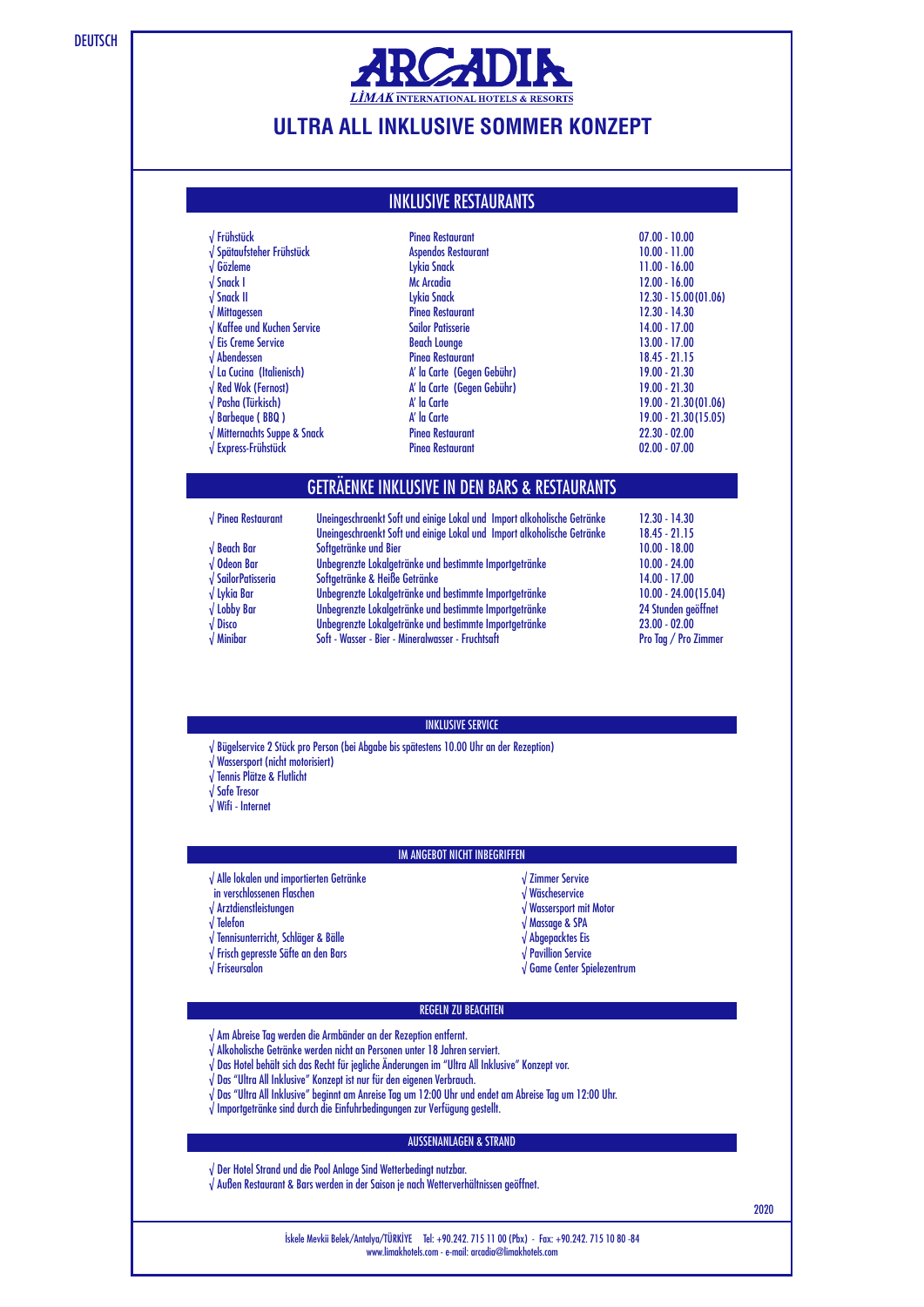DEUTSCH

# ARCADIA

LİMAK INTERNATIONAL HOTELS & RESORTS

# ULTRA ALL INKLUSIVE SOMMER KONZEPT

## INKLUSIVE RESTAURANTS

| | | |
|---|---|---|
| √ Frühstück | Pinea Restaurant | 07.00 - 10.00 |
| √ Spätaufsteher Frühstück | Aspendos Restaurant | 10.00 - 11.00 |
| √ Gözleme | Lykia Snack | 11.00 - 16.00 |
| √ Snack I | Mc Arcadia | 12.00 - 16.00 |
| √ Snack II | Lykia Snack | 12.30 - 15.00(01.06) |
| √ Mittagessen | Pinea Restaurant | 12.30 - 14.30 |
| √ Kaffee und Kuchen Service | Sailor Patisserie | 14.00 - 17.00 |
| √ Eis Creme Service | Beach Lounge | 13.00 - 17.00 |
| √ Abendessen | Pinea Restaurant | 18.45 - 21.15 |
| √ La Cucina (Italienisch) | A' la Carte (Gegen Gebühr) | 19.00 - 21.30 |
| √ Red Wok (Fernost) | A' la Carte (Gegen Gebühr) | 19.00 - 21.30 |
| √ Pasha (Türkisch) | A' la Carte | 19.00 - 21.30(01.06) |
| √ Barbeque ( BBQ ) | A' la Carte | 19.00 - 21.30(15.05) |
| √ Mitternachts Suppe & Snack | Pinea Restaurant | 22.30 - 02.00 |
| √ Express-Frühstück | Pinea Restaurant | 02.00 - 07.00 |

## GETRÄENKE INKLUSIVE IN DEN BARS & RESTAURANTS

| | | |
|---|---|---|
| √ Pinea Restaurant | Uneingeschraenkt Soft und einige Lokal und Import alkoholische Getränke | 12.30 - 14.30 |
| | Uneingeschraenkt Soft und einige Lokal und Import alkoholische Getränke | 18.45 - 21.15 |
| √ Beach Bar | Softgetränke und Bier | 10.00 - 18.00 |
| √ Odeon Bar | Unbegrenzte Lokalgetränke und bestimmte Importgetränke | 10.00 - 24.00 |
| √ SailorPatisseria | Softgetränke & Heiße Getränke | 14.00 - 17.00 |
| √ Lykia Bar | Unbegrenzte Lokalgetränke und bestimmte Importgetränke | 10.00 - 24.00(15.04) |
| √ Lobby Bar | Unbegrenzte Lokalgetränke und bestimmte Importgetränke | 24 Stunden geöffnet |
| √ Disco | Unbegrenzte Lokalgetränke und bestimmte Importgetränke | 23.00 - 02.00 |
| √ Minibar | Soft - Wasser - Bier - Mineralwasser - Fruchtsaft | Pro Tag / Pro Zimmer |

## INKLUSIVE SERVICE

- √ Bügelservice 2 Stück pro Person (bei Abgabe bis spätestens 10.00 Uhr an der Rezeption)
- √ Wassersport (nicht motorisiert)
- √ Tennis Plätze & Flutlicht
- √ Safe Tresor
- √ Wifi - Internet

## IM ANGEBOT NICHT INBEGRIFFEN

- √ Alle lokalen und importierten Getränke in verschlossenen Flaschen
- √ Arztdienstleistungen
- √ Telefon
- √ Tennisunterricht, Schläger & Bälle
- √ Frisch gepresste Säfte an den Bars
- √ Friseursalon
- √ Zimmer Service
- √ Wäscheservice
- √ Wassersport mit Motor
- √ Massage & SPA
- √ Abgepacktes Eis
- √ Pavillion Service
- √ Game Center Spielezentrum

## REGELN ZU BEACHTEN

- √ Am Abreise Tag werden die Armbänder an der Rezeption entfernt.
- √ Alkoholische Getränke werden nicht an Personen unter 18 Jahren serviert.
- √ Das Hotel behält sich das Recht für jegliche Änderungen im "Ultra All Inklusive" Konzept vor.
- √ Das "Ultra All Inklusive" Konzept ist nur für den eigenen Verbrauch.
- √ Das "Ultra All Inklusive" beginnt am Anreise Tag um 12:00 Uhr und endet am Abreise Tag um 12:00 Uhr.
- √ Importgetränke sind durch die Einfuhrbedingungen zur Verfügung gestellt.

## AUSSENANLAGEN & STRAND

- √ Der Hotel Strand und die Pool Anlage Sind Wetterbedingt nutzbar.
- √ Außen Restaurant & Bars werden in der Saison je nach Wetterverhältnissen geöffnet.

2020

İskele Mevkii Belek/Antalya/TÜRKİYE Tel: +90.242. 715 11 00 (Pbx) - Fax: +90.242. 715 10 80 -84
www.limakhotels.com - e-mail: arcadia@limakhotels.com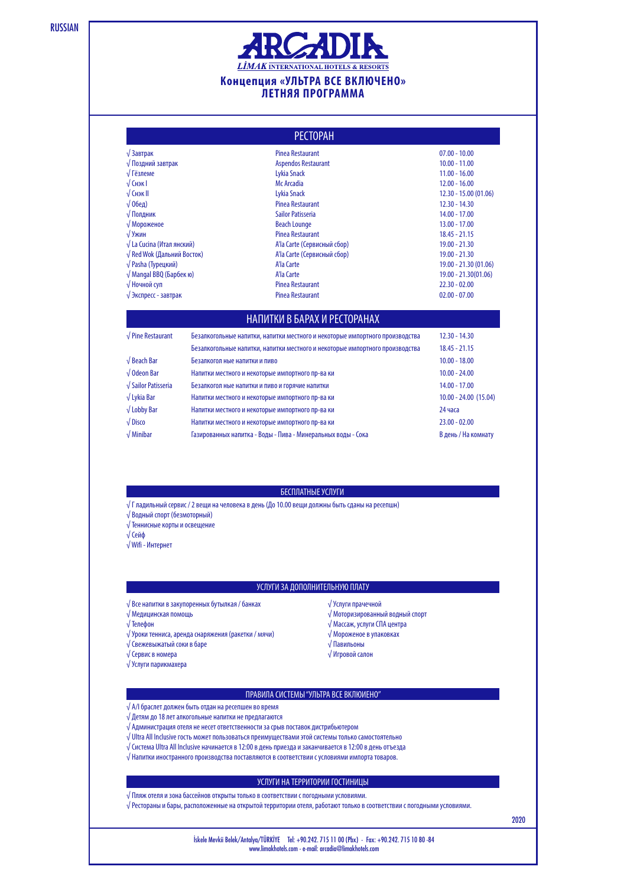RUSSIAN

# ARCADIA

LİMAK INTERNATIONAL HOTELS & RESORTS

## Концепция «УЛЬТРА ВСЕ ВКЛЮЧЕНО»
## ЛЕТНЯЯ ПРОГРАММА

### РЕСТОРАН

| | | |
|---|---|---|
| √ Завтрак | Pinea Restaurant | 07.00 - 10.00 |
| √ Поздний завтрак | Aspendos Restaurant | 10.00 - 11.00 |
| √ Гёзлеме | Lykia Snack | 11.00 - 16.00 |
| √ Снэк I | Mc Arcadia | 12.00 - 16.00 |
| √ Снэк II | Lykia Snack | 12.30 - 15.00 (01.06) |
| √ Обед) | Pinea Restaurant | 12.30 - 14.30 |
| √ Полдник | Sailor Patisseria | 14.00 - 17.00 |
| √ Мороженое | Beach Lounge | 13.00 - 17.00 |
| √ Ужин | Pinea Restaurant | 18.45 - 21.15 |
| √ La Cucina (Итал янский) | A'la Carte (Сервисный сбор) | 19.00 - 21.30 |
| √ Red Wok (Дальний Восток) | A'la Carte (Сервисный сбор) | 19.00 - 21.30 |
| √ Pasha (Турецкий) | A'la Carte | 19.00 - 21.30 (01.06) |
| √ Mangal BBQ (Барбек ю) | A'la Carte | 19.00 - 21.30(01.06) |
| √ Ночной суп | Pinea Restaurant | 22.30 - 02.00 |
| √ Экспресс - завтрак | Pinea Restaurant | 02.00 - 07.00 |

### НАПИТКИ В БАРАХ И РЕСТОРАНАХ

| | | |
|---|---|---|
| √ Pine Restaurant | Безалкогольные напитки, напитки местного и некоторые импортного производства | 12.30 - 14.30 |
| | Безалкогольные напитки, напитки местного и некоторые импортного производства | 18.45 - 21.15 |
| √ Beach Bar | Безалкогол ные напитки и пиво | 10.00 - 18.00 |
| √ Odeon Bar | Напитки местного и некоторые импортного пр-ва ки | 10.00 - 24.00 |
| √ Sailor Patisseria | Безалкогол ные напитки и пиво и горячие напитки | 14.00 - 17.00 |
| √ Lykia Bar | Напитки местного и некоторые импортного пр-ва ки | 10.00 - 24.00 (15.04) |
| √ Lobby Bar | Напитки местного и некоторые импортного пр-ва ки | 24 часа |
| √ Disco | Напитки местного и некоторые импортного пр-ва ки | 23.00 - 02.00 |
| √ Minibar | Газированных напитка - Воды - Пива - Минеральных воды - Сока | В день / На комнату |

### БЕСПЛАТНЫЕ УСЛУГИ

√ Г ладильный сервис / 2 вещи на человека в день (До 10.00 вещи должны быть сданы на ресепшн)
√ Водный спорт (безмоторный)
√ Теннисные корты и освещение
√ Сейф
√ Wifi - Интернет

### УСЛУГИ ЗА ДОПОЛНИТЕЛЬНУЮ ПЛАТУ

√ Все напитки в закупоренных бутылках / банках
√ Медицинская помощь
√ Телефон
√ Уроки тенниса, аренда снаряжения (ракетки / мячи)
√ Свежевыжатый соки в баре
√ Сервис в номера
√ Услуги парикмахера
√ Услуги прачечной
√ Моторизированный водный спорт
√ Массаж, услуги СПА центра
√ Мороженое в упаковках
√ Павильоны
√ Игровой салон

### ПРАВИЛА СИСТЕМЫ "УЛЬТРА ВСЕ ВКЛЮИЕНО"

√ A/I браслет должен быть отдан на ресепшен во время
√ Детям до 18 лет алкогольные напитки не предлагаются
√ Администрация отеля не несет ответственности за срыв поставок дистрибьютером
√ Ultra All Inclusive гость может пользоваться преимуществами этой системы только самостоятельно
√ Система Ultra All Inclusive начинается в 12:00 в день приезда и заканчивается в 12:00 в день отъезда
√ Напитки иностранного производства поставляются в соответствии с условиями импорта товаров.

### УСЛУГИ НА ТЕРРИТОРИИ ГОСТИНИЦЫ

√ Пляж отеля и зона бассейнов открыты только в соответствии с погодными условиями.
√ Рестораны и бары, расположенные на открытой территории отеля, работают только в соответствии с погодными условиями.

2020

İskele Mevkii Belek/Antalya/TÜRKİYE Tel: +90.242. 715 11 00 (Pbx) - Fax: +90.242. 715 10 80 -84
www.limakhotels.com - e-mail: arcadia@limakhotels.com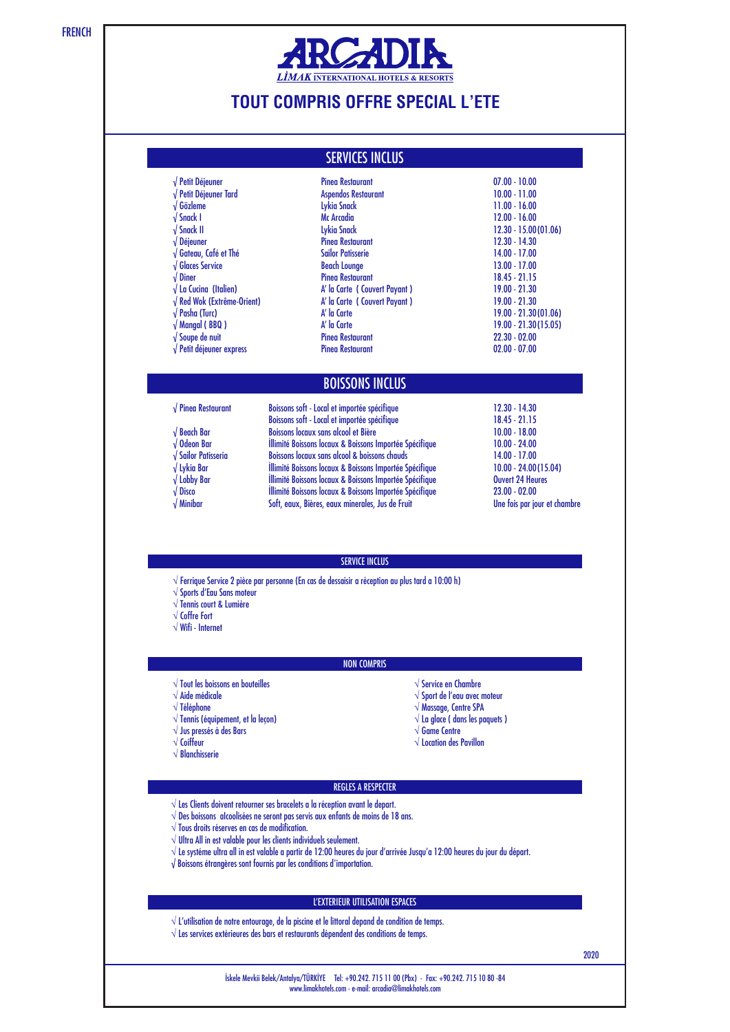FRENCH

# ARCADIA

LİMAK INTERNATIONAL HOTELS & RESORTS

## TOUT COMPRIS OFFRE SPECIAL L'ETE

### SERVICES INCLUS

| | | |
|---|---|---|
| √ Petit Déjeuner | Pinea Restaurant | 07.00 - 10.00 |
| √ Petit Déjeuner Tard | Aspendos Restaurant | 10.00 - 11.00 |
| √ Gözleme | Lykia Snack | 11.00 - 16.00 |
| √ Snack I | Mc Arcadia | 12.00 - 16.00 |
| √ Snack II | Lykia Snack | 12.30 - 15.00(01.06) |
| √ Déjeuner | Pinea Restaurant | 12.30 - 14.30 |
| √ Gateau, Café et Thé | Sailor Patisserie | 14.00 - 17.00 |
| √ Glaces Service | Beach Lounge | 13.00 - 17.00 |
| √ Diner | Pinea Restaurant | 18.45 - 21.15 |
| √ La Cucina (Italien) | A' la Carte ( Couvert Payant ) | 19.00 - 21.30 |
| √ Red Wok (Extrême-Orient) | A' la Carte ( Couvert Payant ) | 19.00 - 21.30 |
| √ Pasha (Turc) | A' la Carte | 19.00 - 21.30(01.06) |
| √ Mangal ( BBQ ) | A' la Carte | 19.00 - 21.30(15.05) |
| √ Soupe de nuit | Pinea Restaurant | 22.30 - 02.00 |
| √ Petit déjeuner express | Pinea Restaurant | 02.00 - 07.00 |

### BOISSONS INCLUS

| | | |
|---|---|---|
| √ Pinea Restaurant | Boissons soft - Local et importée spécifique | 12.30 - 14.30 |
| | Boissons soft - Local et importée spécifique | 18.45 - 21.15 |
| √ Beach Bar | Boissons locaux sans alcool et Bière | 10.00 - 18.00 |
| √ Odeon Bar | İllimité Boissons locaux & Boissons Importée Spécifique | 10.00 - 24.00 |
| √ Sailor Patisseria | Boissons locaux sans alcool & boissons chauds | 14.00 - 17.00 |
| √ Lykia Bar | İllimité Boissons locaux & Boissons Importée Spécifique | 10.00 - 24.00(15.04) |
| √ Lobby Bar | İllimité Boissons locaux & Boissons Importée Spécifique | Ouvert 24 Heures |
| √ Disco | İllimité Boissons locaux & Boissons Importée Spécifique | 23.00 - 02.00 |
| √ Minibar | Soft, eaux, Bières, eaux minerales, Jus de Fruit | Une fois par jour et chambre |

### SERVICE INCLUS

- √ Ferrique Service 2 pièce par personne (En cas de dessaisir a rèception au plus tard a 10:00 h)
- √ Sports d'Eau Sans moteur
- √ Tennis court & Lumière
- √ Coffre Fort
- √ Wifi - Internet

### NON COMPRIS

- √ Tout les boissons en bouteilles
- √ Aide médicale
- √ Téléphone
- √ Tennis (équipement, et la leçon)
- √ Jus pressés à des Bars
- √ Coiffeur
- √ Blanchisserie
- √ Service en Chambre
- √ Sport de l'eau avec moteur
- √ Massage, Centre SPA
- √ La glace ( dans les paquets )
- √ Game Centre
- √ Location des Pavillon

### REGLES A RESPECTER

- √ Les Clients doivent retourner ses bracelets a la réception avant le depart.
- √ Des boissons alcoolisées ne seront pas servis aux enfants de moins de 18 ans.
- √ Tous droits réserves en cas de modification.
- √ Ultra All in est valable pour les clients individuels seulement.
- √ Le systéme ultra all in est valable a partir de 12:00 heures du jour d'arrivée Jusqu'a 12:00 heures du jour du départ.
- √ Boissons étrangères sont fournis par les conditions d'importation.

### L'EXTERIEUR UTILISATION ESPACES

- √ L'utilisation de notre entourage, de la piscine et le littoral depand de condition de temps.
- √ Les services extérieures des bars et restaurants dépendent des conditions de temps.

2020

İskele Mevkii Belek/Antalya/TÜRKİYE Tel: +90.242. 715 11 00 (Pbx) - Fax: +90.242. 715 10 80 -84
www.limakhotels.com - e-mail: arcadia@limakhotels.com